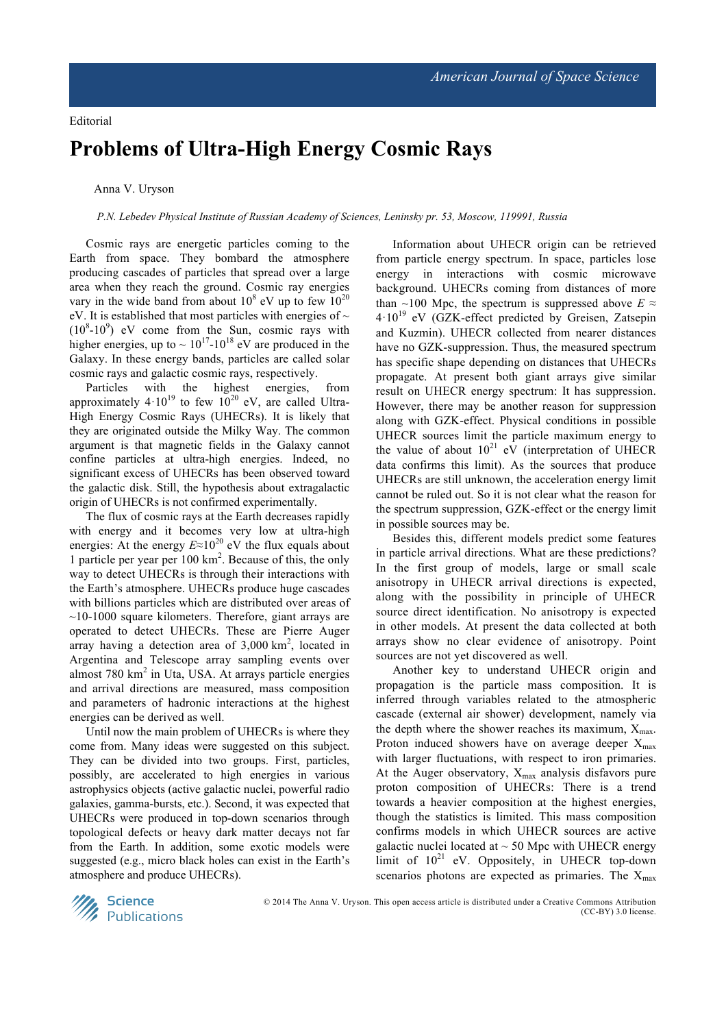Editorial

# Problems of Ultra-High Energy Cosmic Rays

Anna V. Uryson

*P.N. Lebedev Physical Institute of Russian Academy of Sciences, Leninsky pr. 53, Moscow, 119991, Russia*

Cosmic rays are energetic particles coming to the Earth from space. They bombard the atmosphere producing cascades of particles that spread over a large area when they reach the ground. Cosmic ray energies vary in the wide band from about $10^8$ eV up to few $10^{20}$ eV. It is established that most particles with energies of ~ ($10^8$-$10^9$) eV come from the Sun, cosmic rays with higher energies, up to ~ $10^{17}$-$10^{18}$ eV are produced in the Galaxy. In these energy bands, particles are called solar cosmic rays and galactic cosmic rays, respectively.

Particles with the highest energies, from approximately $4 \cdot 10^{19}$ to few $10^{20}$ eV, are called Ultra-High Energy Cosmic Rays (UHECRs). It is likely that they are originated outside the Milky Way. The common argument is that magnetic fields in the Galaxy cannot confine particles at ultra-high energies. Indeed, no significant excess of UHECRs has been observed toward the galactic disk. Still, the hypothesis about extragalactic origin of UHECRs is not confirmed experimentally.

The flux of cosmic rays at the Earth decreases rapidly with energy and it becomes very low at ultra-high energies: At the energy $E \approx 10^{20}$ eV the flux equals about 1 particle per year per 100 km$^2$. Because of this, the only way to detect UHECRs is through their interactions with the Earth's atmosphere. UHECRs produce huge cascades with billions particles which are distributed over areas of ~10-1000 square kilometers. Therefore, giant arrays are operated to detect UHECRs. These are Pierre Auger array having a detection area of 3,000 km$^2$, located in Argentina and Telescope array sampling events over almost 780 km$^2$ in Uta, USA. At arrays particle energies and arrival directions are measured, mass composition and parameters of hadronic interactions at the highest energies can be derived as well.

Until now the main problem of UHECRs is where they come from. Many ideas were suggested on this subject. They can be divided into two groups. First, particles, possibly, are accelerated to high energies in various astrophysics objects (active galactic nuclei, powerful radio galaxies, gamma-bursts, etc.). Second, it was expected that UHECRs were produced in top-down scenarios through topological defects or heavy dark matter decays not far from the Earth. In addition, some exotic models were suggested (e.g., micro black holes can exist in the Earth's atmosphere and produce UHECRs).

Information about UHECR origin can be retrieved from particle energy spectrum. In space, particles lose energy in interactions with cosmic microwave background. UHECRs coming from distances of more than ~100 Mpc, the spectrum is suppressed above $E \approx 4 \cdot 10^{19}$ eV (GZK-effect predicted by Greisen, Zatsepin and Kuzmin). UHECR collected from nearer distances have no GZK-suppression. Thus, the measured spectrum has specific shape depending on distances that UHECRs propagate. At present both giant arrays give similar result on UHECR energy spectrum: It has suppression. However, there may be another reason for suppression along with GZK-effect. Physical conditions in possible UHECR sources limit the particle maximum energy to the value of about $10^{21}$ eV (interpretation of UHECR data confirms this limit). As the sources that produce UHECRs are still unknown, the acceleration energy limit cannot be ruled out. So it is not clear what the reason for the spectrum suppression, GZK-effect or the energy limit in possible sources may be.

Besides this, different models predict some features in particle arrival directions. What are these predictions? In the first group of models, large or small scale anisotropy in UHECR arrival directions is expected, along with the possibility in principle of UHECR source direct identification. No anisotropy is expected in other models. At present the data collected at both arrays show no clear evidence of anisotropy. Point sources are not yet discovered as well.

Another key to understand UHECR origin and propagation is the particle mass composition. It is inferred through variables related to the atmospheric cascade (external air shower) development, namely via the depth where the shower reaches its maximum, $X_{max}$. Proton induced showers have on average deeper $X_{max}$ with larger fluctuations, with respect to iron primaries. At the Auger observatory, $X_{max}$ analysis disfavors pure proton composition of UHECRs: There is a trend towards a heavier composition at the highest energies, though the statistics is limited. This mass composition confirms models in which UHECR sources are active galactic nuclei located at ~ 50 Mpc with UHECR energy limit of $10^{21}$ eV. Oppositely, in UHECR top-down scenarios photons are expected as primaries. The $X_{max}$

© 2014 The Anna V. Uryson. This open access article is distributed under a Creative Commons Attribution (CC-BY) 3.0 license.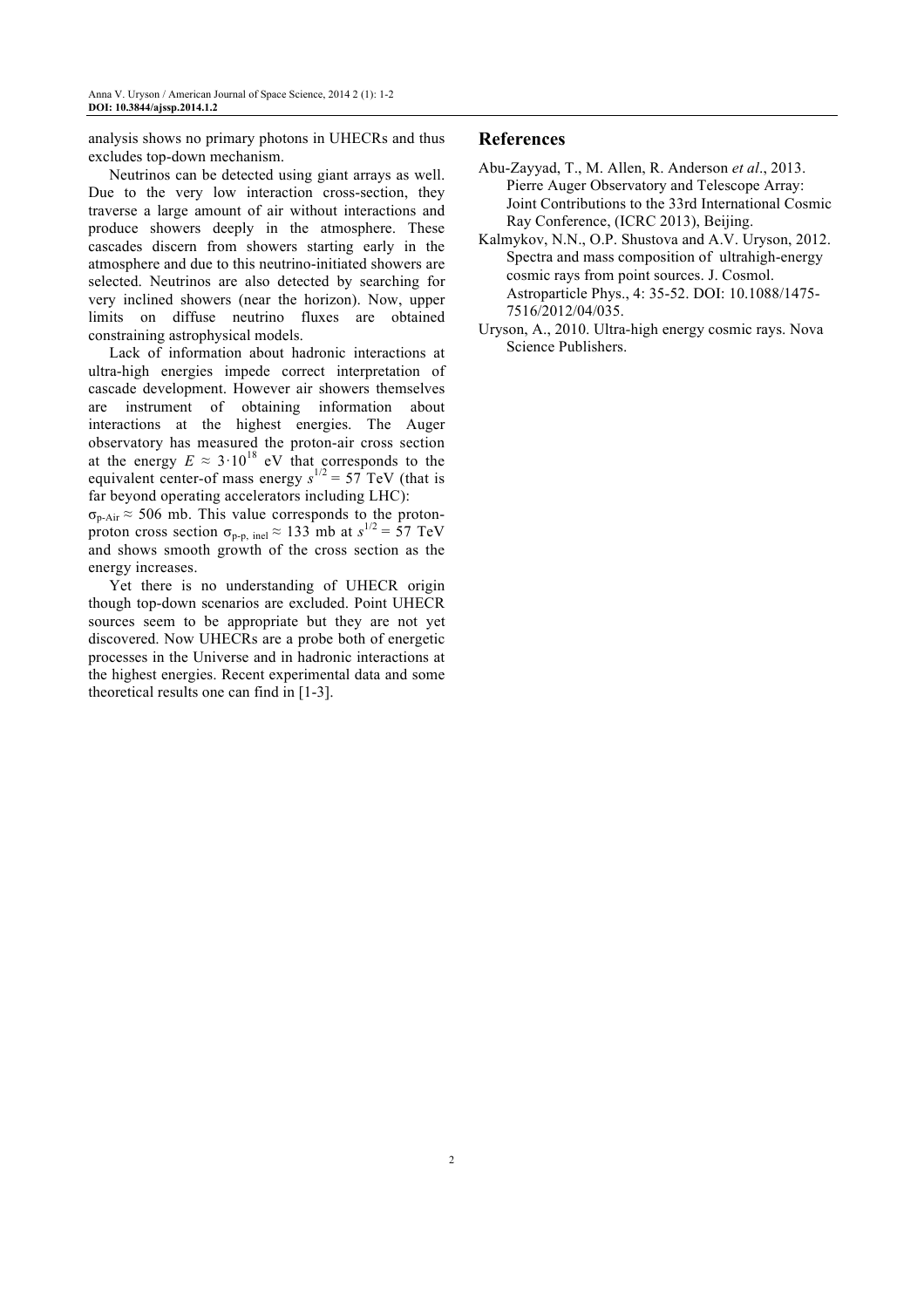analysis shows no primary photons in UHECRs and thus excludes top-down mechanism.

Neutrinos can be detected using giant arrays as well. Due to the very low interaction cross-section, they traverse a large amount of air without interactions and produce showers deeply in the atmosphere. These cascades discern from showers starting early in the atmosphere and due to this neutrino-initiated showers are selected. Neutrinos are also detected by searching for very inclined showers (near the horizon). Now, upper limits on diffuse neutrino fluxes are obtained constraining astrophysical models.

Lack of information about hadronic interactions at ultra-high energies impede correct interpretation of cascade development. However air showers themselves are instrument of obtaining information about interactions at the highest energies. The Auger observatory has measured the proton-air cross section at the energy $E \approx 3 \cdot 10^{18}$ eV that corresponds to the equivalent center-of mass energy $s^{1/2} = 57$ TeV (that is far beyond operating accelerators including LHC): $\sigma_{p\text{-}Air} \approx 506$ mb. This value corresponds to the proton-proton cross section $\sigma_{p\text{-}p,\ inel} \approx 133$ mb at $s^{1/2} = 57$ TeV and shows smooth growth of the cross section as the energy increases.

Yet there is no understanding of UHECR origin though top-down scenarios are excluded. Point UHECR sources seem to be appropriate but they are not yet discovered. Now UHECRs are a probe both of energetic processes in the Universe and in hadronic interactions at the highest energies. Recent experimental data and some theoretical results one can find in [1-3].

## References

Abu-Zayyad, T., M. Allen, R. Anderson *et al*., 2013. Pierre Auger Observatory and Telescope Array: Joint Contributions to the 33rd International Cosmic Ray Conference, (ICRC 2013), Beijing.

Kalmykov, N.N., O.P. Shustova and A.V. Uryson, 2012. Spectra and mass composition of ultrahigh-energy cosmic rays from point sources. J. Cosmol. Astroparticle Phys., 4: 35-52. DOI: 10.1088/1475-7516/2012/04/035.

Uryson, A., 2010. Ultra-high energy cosmic rays. Nova Science Publishers.